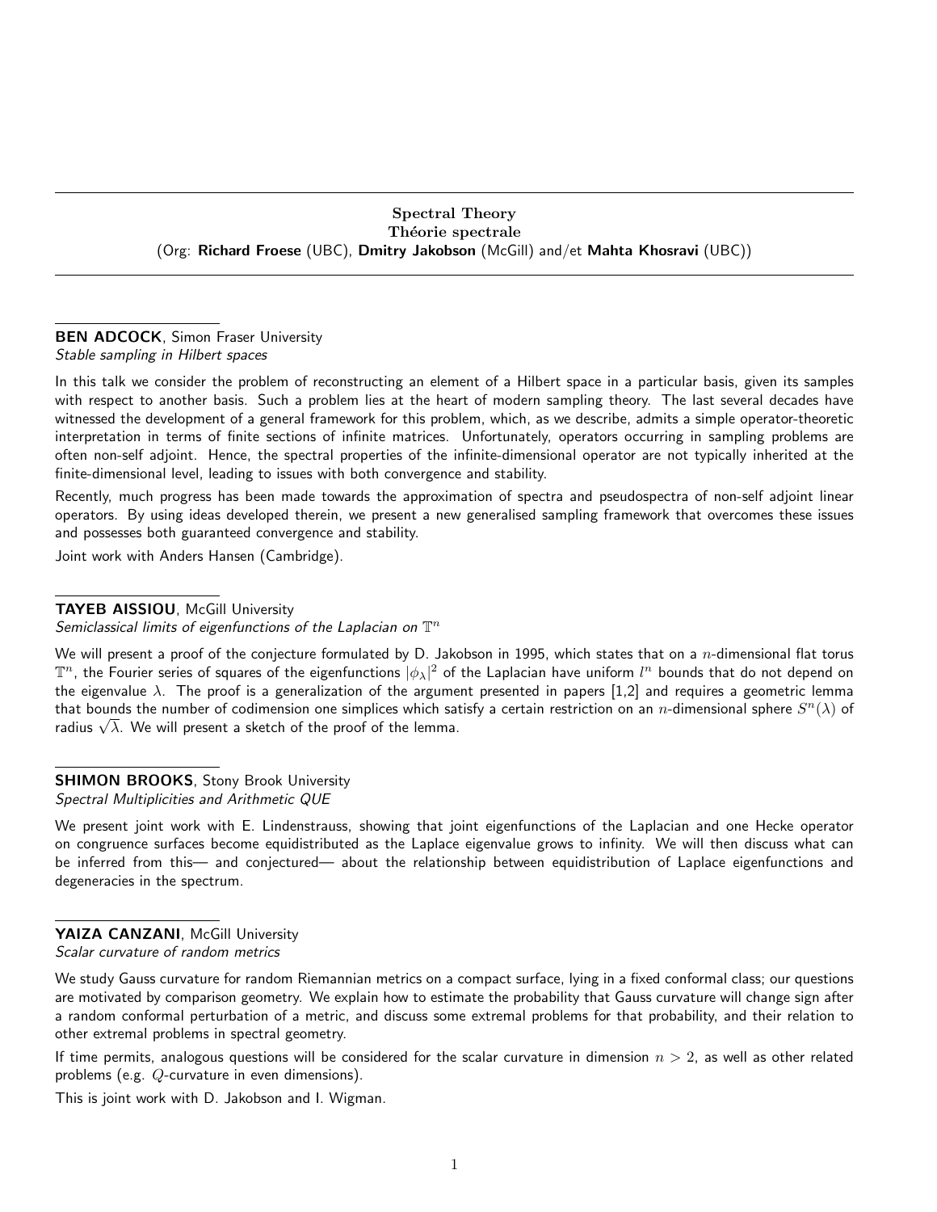# Spectral Theory
# Théorie spectrale

(Org: **Richard Froese** (UBC), **Dmitry Jakobson** (McGill) and/et **Mahta Khosravi** (UBC))

---

**BEN ADCOCK**, Simon Fraser University
*Stable sampling in Hilbert spaces*

In this talk we consider the problem of reconstructing an element of a Hilbert space in a particular basis, given its samples with respect to another basis. Such a problem lies at the heart of modern sampling theory. The last several decades have witnessed the development of a general framework for this problem, which, as we describe, admits a simple operator-theoretic interpretation in terms of finite sections of infinite matrices. Unfortunately, operators occurring in sampling problems are often non-self adjoint. Hence, the spectral properties of the infinite-dimensional operator are not typically inherited at the finite-dimensional level, leading to issues with both convergence and stability.

Recently, much progress has been made towards the approximation of spectra and pseudospectra of non-self adjoint linear operators. By using ideas developed therein, we present a new generalised sampling framework that overcomes these issues and possesses both guaranteed convergence and stability.

Joint work with Anders Hansen (Cambridge).

---

**TAYEB AISSIOU**, McGill University
*Semiclassical limits of eigenfunctions of the Laplacian on $\mathbb{T}^n$*

We will present a proof of the conjecture formulated by D. Jakobson in 1995, which states that on a $n$-dimensional flat torus $\mathbb{T}^n$, the Fourier series of squares of the eigenfunctions $|\phi_\lambda|^2$ of the Laplacian have uniform $l^n$ bounds that do not depend on the eigenvalue $\lambda$. The proof is a generalization of the argument presented in papers [1,2] and requires a geometric lemma that bounds the number of codimension one simplices which satisfy a certain restriction on an $n$-dimensional sphere $S^n(\lambda)$ of radius $\sqrt{\lambda}$. We will present a sketch of the proof of the lemma.

---

**SHIMON BROOKS**, Stony Brook University
*Spectral Multiplicities and Arithmetic QUE*

We present joint work with E. Lindenstrauss, showing that joint eigenfunctions of the Laplacian and one Hecke operator on congruence surfaces become equidistributed as the Laplace eigenvalue grows to infinity. We will then discuss what can be inferred from this— and conjectured— about the relationship between equidistribution of Laplace eigenfunctions and degeneracies in the spectrum.

---

**YAIZA CANZANI**, McGill University
*Scalar curvature of random metrics*

We study Gauss curvature for random Riemannian metrics on a compact surface, lying in a fixed conformal class; our questions are motivated by comparison geometry. We explain how to estimate the probability that Gauss curvature will change sign after a random conformal perturbation of a metric, and discuss some extremal problems for that probability, and their relation to other extremal problems in spectral geometry.

If time permits, analogous questions will be considered for the scalar curvature in dimension $n > 2$, as well as other related problems (e.g. $Q$-curvature in even dimensions).

This is joint work with D. Jakobson and I. Wigman.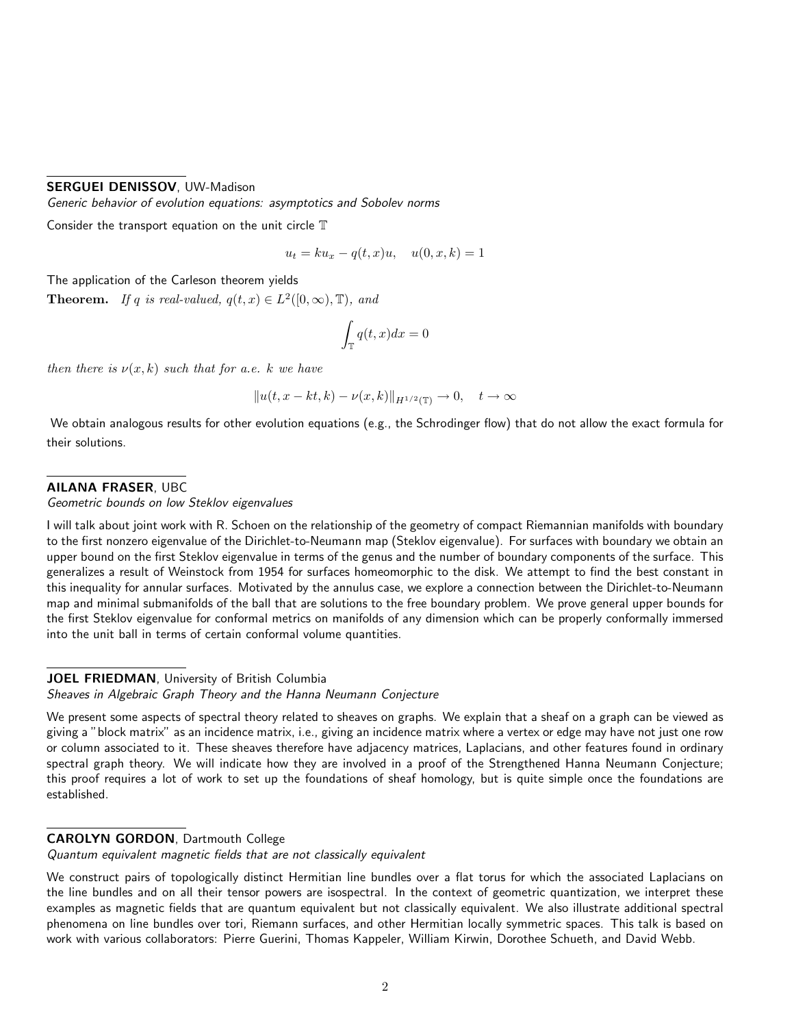**SERGUEI DENISSOV**, UW-Madison

*Generic behavior of evolution equations: asymptotics and Sobolev norms*

Consider the transport equation on the unit circle $\mathbb{T}$

$$u_t = ku_x - q(t,x)u, \quad u(0,x,k) = 1$$

The application of the Carleson theorem yields

**Theorem.** *If $q$ is real-valued, $q(t,x) \in L^2([0,\infty),\mathbb{T})$, and*

$$\int_{\mathbb{T}} q(t,x)dx = 0$$

*then there is $\nu(x,k)$ such that for a.e. $k$ we have*

$$\|u(t,x-kt,k) - \nu(x,k)\|_{H^{1/2}(\mathbb{T})} \to 0, \quad t \to \infty$$

We obtain analogous results for other evolution equations (e.g., the Schrodinger flow) that do not allow the exact formula for their solutions.

**AILANA FRASER**, UBC

*Geometric bounds on low Steklov eigenvalues*

I will talk about joint work with R. Schoen on the relationship of the geometry of compact Riemannian manifolds with boundary to the first nonzero eigenvalue of the Dirichlet-to-Neumann map (Steklov eigenvalue). For surfaces with boundary we obtain an upper bound on the first Steklov eigenvalue in terms of the genus and the number of boundary components of the surface. This generalizes a result of Weinstock from 1954 for surfaces homeomorphic to the disk. We attempt to find the best constant in this inequality for annular surfaces. Motivated by the annulus case, we explore a connection between the Dirichlet-to-Neumann map and minimal submanifolds of the ball that are solutions to the free boundary problem. We prove general upper bounds for the first Steklov eigenvalue for conformal metrics on manifolds of any dimension which can be properly conformally immersed into the unit ball in terms of certain conformal volume quantities.

**JOEL FRIEDMAN**, University of British Columbia

*Sheaves in Algebraic Graph Theory and the Hanna Neumann Conjecture*

We present some aspects of spectral theory related to sheaves on graphs. We explain that a sheaf on a graph can be viewed as giving a "block matrix" as an incidence matrix, i.e., giving an incidence matrix where a vertex or edge may have not just one row or column associated to it. These sheaves therefore have adjacency matrices, Laplacians, and other features found in ordinary spectral graph theory. We will indicate how they are involved in a proof of the Strengthened Hanna Neumann Conjecture; this proof requires a lot of work to set up the foundations of sheaf homology, but is quite simple once the foundations are established.

**CAROLYN GORDON**, Dartmouth College

*Quantum equivalent magnetic fields that are not classically equivalent*

We construct pairs of topologically distinct Hermitian line bundles over a flat torus for which the associated Laplacians on the line bundles and on all their tensor powers are isospectral. In the context of geometric quantization, we interpret these examples as magnetic fields that are quantum equivalent but not classically equivalent. We also illustrate additional spectral phenomena on line bundles over tori, Riemann surfaces, and other Hermitian locally symmetric spaces. This talk is based on work with various collaborators: Pierre Guerini, Thomas Kappeler, William Kirwin, Dorothee Schueth, and David Webb.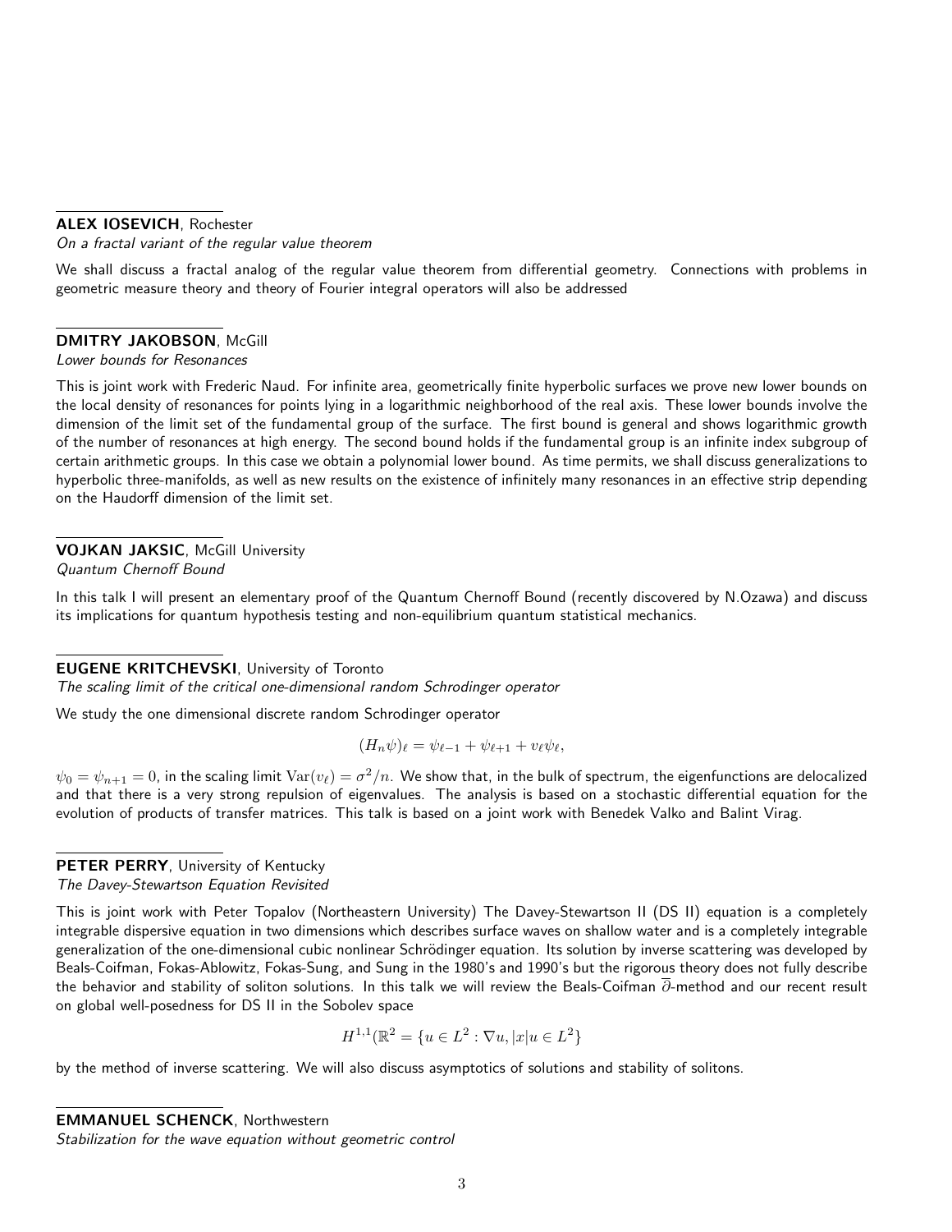**ALEX IOSEVICH**, Rochester
*On a fractal variant of the regular value theorem*

We shall discuss a fractal analog of the regular value theorem from differential geometry. Connections with problems in geometric measure theory and theory of Fourier integral operators will also be addressed

**DMITRY JAKOBSON**, McGill
*Lower bounds for Resonances*

This is joint work with Frederic Naud. For infinite area, geometrically finite hyperbolic surfaces we prove new lower bounds on the local density of resonances for points lying in a logarithmic neighborhood of the real axis. These lower bounds involve the dimension of the limit set of the fundamental group of the surface. The first bound is general and shows logarithmic growth of the number of resonances at high energy. The second bound holds if the fundamental group is an infinite index subgroup of certain arithmetic groups. In this case we obtain a polynomial lower bound. As time permits, we shall discuss generalizations to hyperbolic three-manifolds, as well as new results on the existence of infinitely many resonances in an effective strip depending on the Haudorff dimension of the limit set.

**VOJKAN JAKSIC**, McGill University
*Quantum Chernoff Bound*

In this talk I will present an elementary proof of the Quantum Chernoff Bound (recently discovered by N.Ozawa) and discuss its implications for quantum hypothesis testing and non-equilibrium quantum statistical mechanics.

**EUGENE KRITCHEVSKI**, University of Toronto
*The scaling limit of the critical one-dimensional random Schrodinger operator*

We study the one dimensional discrete random Schrodinger operator

$$(H_n\psi)_\ell = \psi_{\ell-1} + \psi_{\ell+1} + v_\ell\psi_\ell,$$

$\psi_0 = \psi_{n+1} = 0$, in the scaling limit $\mathrm{Var}(v_\ell) = \sigma^2/n$. We show that, in the bulk of spectrum, the eigenfunctions are delocalized and that there is a very strong repulsion of eigenvalues. The analysis is based on a stochastic differential equation for the evolution of products of transfer matrices. This talk is based on a joint work with Benedek Valko and Balint Virag.

**PETER PERRY**, University of Kentucky
*The Davey-Stewartson Equation Revisited*

This is joint work with Peter Topalov (Northeastern University) The Davey-Stewartson II (DS II) equation is a completely integrable dispersive equation in two dimensions which describes surface waves on shallow water and is a completely integrable generalization of the one-dimensional cubic nonlinear Schrödinger equation. Its solution by inverse scattering was developed by Beals-Coifman, Fokas-Ablowitz, Fokas-Sung, and Sung in the 1980's and 1990's but the rigorous theory does not fully describe the behavior and stability of soliton solutions. In this talk we will review the Beals-Coifman $\overline{\partial}$-method and our recent result on global well-posedness for DS II in the Sobolev space

$$H^{1,1}(\mathbb{R}^2 = \{u \in L^2 : \nabla u, |x|u \in L^2\}$$

by the method of inverse scattering. We will also discuss asymptotics of solutions and stability of solitons.

**EMMANUEL SCHENCK**, Northwestern
*Stabilization for the wave equation without geometric control*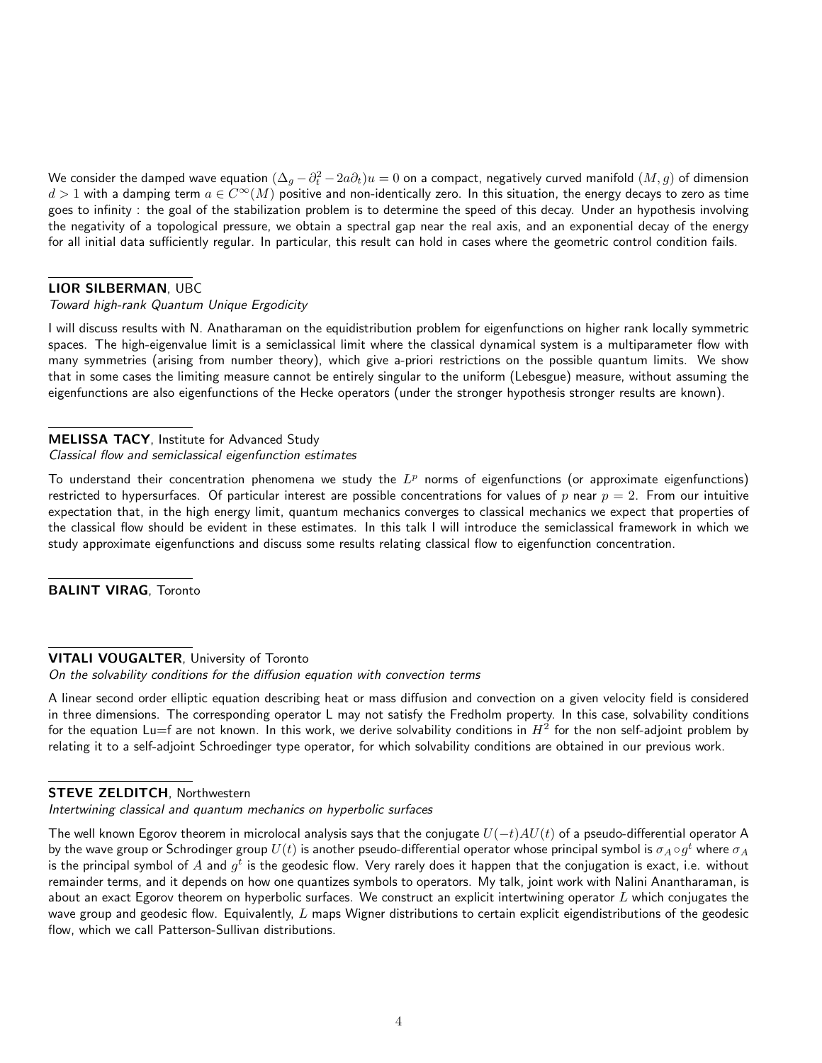We consider the damped wave equation $(\Delta_g - \partial_t^2 - 2a\partial_t)u = 0$ on a compact, negatively curved manifold $(M, g)$ of dimension $d > 1$ with a damping term $a \in C^\infty(M)$ positive and non-identically zero. In this situation, the energy decays to zero as time goes to infinity : the goal of the stabilization problem is to determine the speed of this decay. Under an hypothesis involving the negativity of a topological pressure, we obtain a spectral gap near the real axis, and an exponential decay of the energy for all initial data sufficiently regular. In particular, this result can hold in cases where the geometric control condition fails.

---

**LIOR SILBERMAN**, UBC

*Toward high-rank Quantum Unique Ergodicity*

I will discuss results with N. Anatharaman on the equidistribution problem for eigenfunctions on higher rank locally symmetric spaces. The high-eigenvalue limit is a semiclassical limit where the classical dynamical system is a multiparameter flow with many symmetries (arising from number theory), which give a-priori restrictions on the possible quantum limits. We show that in some cases the limiting measure cannot be entirely singular to the uniform (Lebesgue) measure, without assuming the eigenfunctions are also eigenfunctions of the Hecke operators (under the stronger hypothesis stronger results are known).

---

**MELISSA TACY**, Institute for Advanced Study

*Classical flow and semiclassical eigenfunction estimates*

To understand their concentration phenomena we study the $L^p$ norms of eigenfunctions (or approximate eigenfunctions) restricted to hypersurfaces. Of particular interest are possible concentrations for values of $p$ near $p = 2$. From our intuitive expectation that, in the high energy limit, quantum mechanics converges to classical mechanics we expect that properties of the classical flow should be evident in these estimates. In this talk I will introduce the semiclassical framework in which we study approximate eigenfunctions and discuss some results relating classical flow to eigenfunction concentration.

---

**BALINT VIRAG**, Toronto

---

**VITALI VOUGALTER**, University of Toronto

*On the solvability conditions for the diffusion equation with convection terms*

A linear second order elliptic equation describing heat or mass diffusion and convection on a given velocity field is considered in three dimensions. The corresponding operator L may not satisfy the Fredholm property. In this case, solvability conditions for the equation Lu=f are not known. In this work, we derive solvability conditions in $H^2$ for the non self-adjoint problem by relating it to a self-adjoint Schroedinger type operator, for which solvability conditions are obtained in our previous work.

---

**STEVE ZELDITCH**, Northwestern

*Intertwining classical and quantum mechanics on hyperbolic surfaces*

The well known Egorov theorem in microlocal analysis says that the conjugate $U(-t)AU(t)$ of a pseudo-differential operator A by the wave group or Schrodinger group $U(t)$ is another pseudo-differential operator whose principal symbol is $\sigma_A \circ g^t$ where $\sigma_A$ is the principal symbol of $A$ and $g^t$ is the geodesic flow. Very rarely does it happen that the conjugation is exact, i.e. without remainder terms, and it depends on how one quantizes symbols to operators. My talk, joint work with Nalini Anantharaman, is about an exact Egorov theorem on hyperbolic surfaces. We construct an explicit intertwining operator $L$ which conjugates the wave group and geodesic flow. Equivalently, $L$ maps Wigner distributions to certain explicit eigendistributions of the geodesic flow, which we call Patterson-Sullivan distributions.